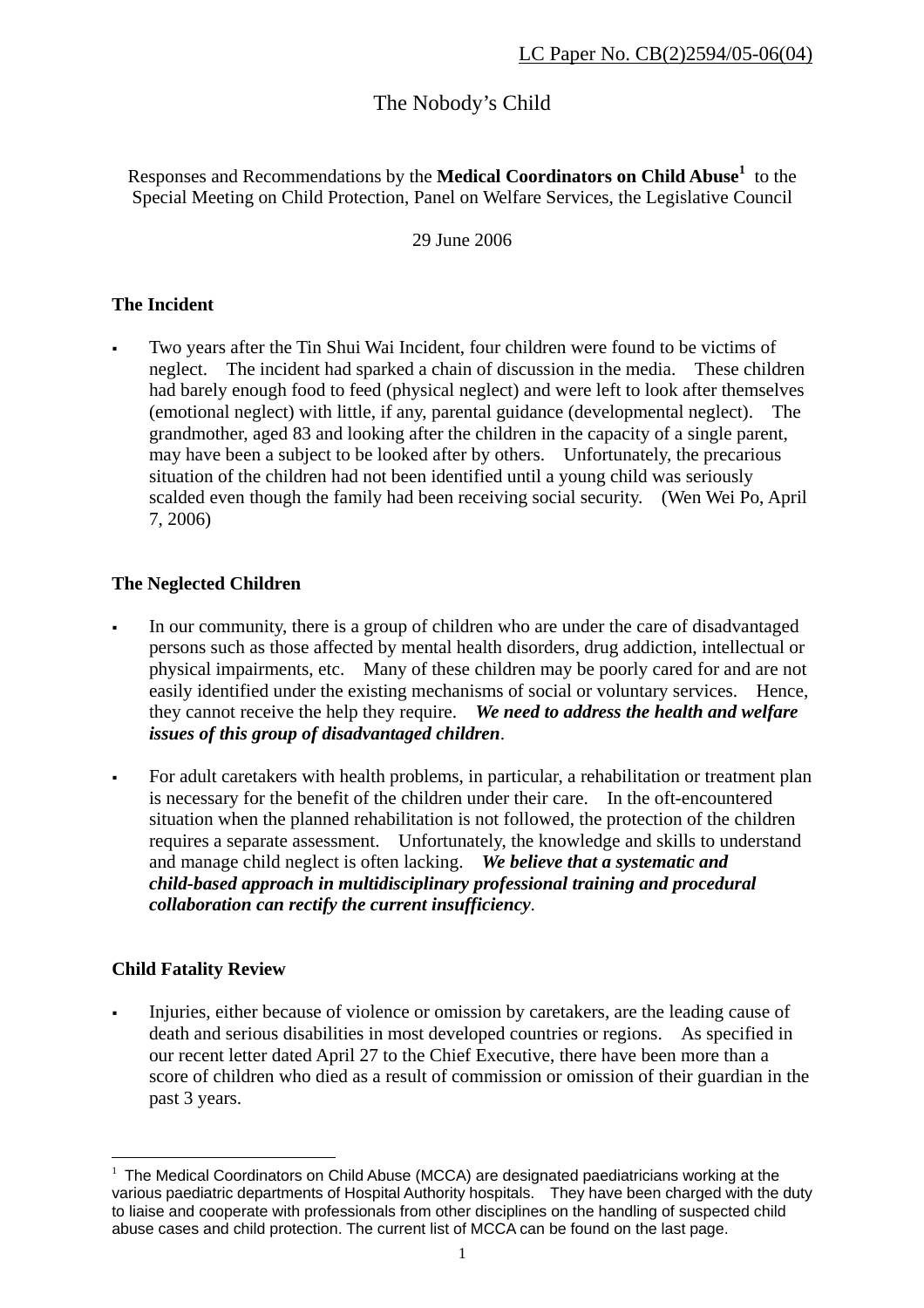LC Paper No. CB(2)2594/05-06(04)

# The Nobody's Child

Responses and Recommendations by the **Medical Coordinators on Child Abuse**[1] to the Special Meeting on Child Protection, Panel on Welfare Services, the Legislative Council

29 June 2006

## The Incident

- Two years after the Tin Shui Wai Incident, four children were found to be victims of neglect. The incident had sparked a chain of discussion in the media. These children had barely enough food to feed (physical neglect) and were left to look after themselves (emotional neglect) with little, if any, parental guidance (developmental neglect). The grandmother, aged 83 and looking after the children in the capacity of a single parent, may have been a subject to be looked after by others. Unfortunately, the precarious situation of the children had not been identified until a young child was seriously scalded even though the family had been receiving social security. (Wen Wei Po, April 7, 2006)

## The Neglected Children

- In our community, there is a group of children who are under the care of disadvantaged persons such as those affected by mental health disorders, drug addiction, intellectual or physical impairments, etc. Many of these children may be poorly cared for and are not easily identified under the existing mechanisms of social or voluntary services. Hence, they cannot receive the help they require. ***We need to address the health and welfare issues of this group of disadvantaged children***.

- For adult caretakers with health problems, in particular, a rehabilitation or treatment plan is necessary for the benefit of the children under their care. In the oft-encountered situation when the planned rehabilitation is not followed, the protection of the children requires a separate assessment. Unfortunately, the knowledge and skills to understand and manage child neglect is often lacking. ***We believe that a systematic and child-based approach in multidisciplinary professional training and procedural collaboration can rectify the current insufficiency***.

## Child Fatality Review

- Injuries, either because of violence or omission by caretakers, are the leading cause of death and serious disabilities in most developed countries or regions. As specified in our recent letter dated April 27 to the Chief Executive, there have been more than a score of children who died as a result of commission or omission of their guardian in the past 3 years.

---

[1] The Medical Coordinators on Child Abuse (MCCA) are designated paediatricians working at the various paediatric departments of Hospital Authority hospitals. They have been charged with the duty to liaise and cooperate with professionals from other disciplines on the handling of suspected child abuse cases and child protection. The current list of MCCA can be found on the last page.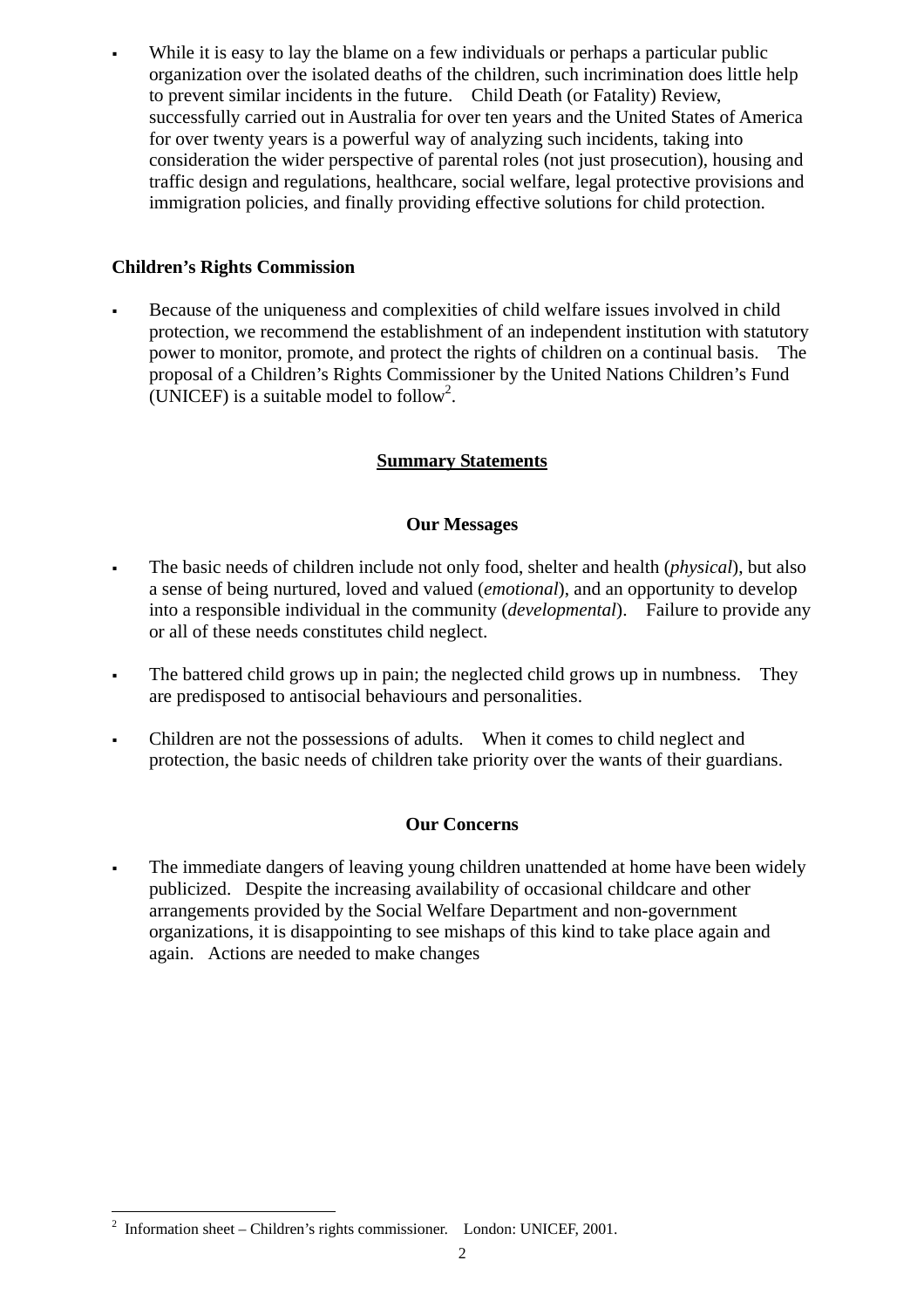- While it is easy to lay the blame on a few individuals or perhaps a particular public organization over the isolated deaths of the children, such incrimination does little help to prevent similar incidents in the future. Child Death (or Fatality) Review, successfully carried out in Australia for over ten years and the United States of America for over twenty years is a powerful way of analyzing such incidents, taking into consideration the wider perspective of parental roles (not just prosecution), housing and traffic design and regulations, healthcare, social welfare, legal protective provisions and immigration policies, and finally providing effective solutions for child protection.

**Children's Rights Commission**

- Because of the uniqueness and complexities of child welfare issues involved in child protection, we recommend the establishment of an independent institution with statutory power to monitor, promote, and protect the rights of children on a continual basis. The proposal of a Children's Rights Commissioner by the United Nations Children's Fund (UNICEF) is a suitable model to follow[2].

## Summary Statements

### Our Messages

- The basic needs of children include not only food, shelter and health (*physical*), but also a sense of being nurtured, loved and valued (*emotional*), and an opportunity to develop into a responsible individual in the community (*developmental*). Failure to provide any or all of these needs constitutes child neglect.

- The battered child grows up in pain; the neglected child grows up in numbness. They are predisposed to antisocial behaviours and personalities.

- Children are not the possessions of adults. When it comes to child neglect and protection, the basic needs of children take priority over the wants of their guardians.

### Our Concerns

- The immediate dangers of leaving young children unattended at home have been widely publicized. Despite the increasing availability of occasional childcare and other arrangements provided by the Social Welfare Department and non-government organizations, it is disappointing to see mishaps of this kind to take place again and again. Actions are needed to make changes

---

[2] Information sheet – Children's rights commissioner. London: UNICEF, 2001.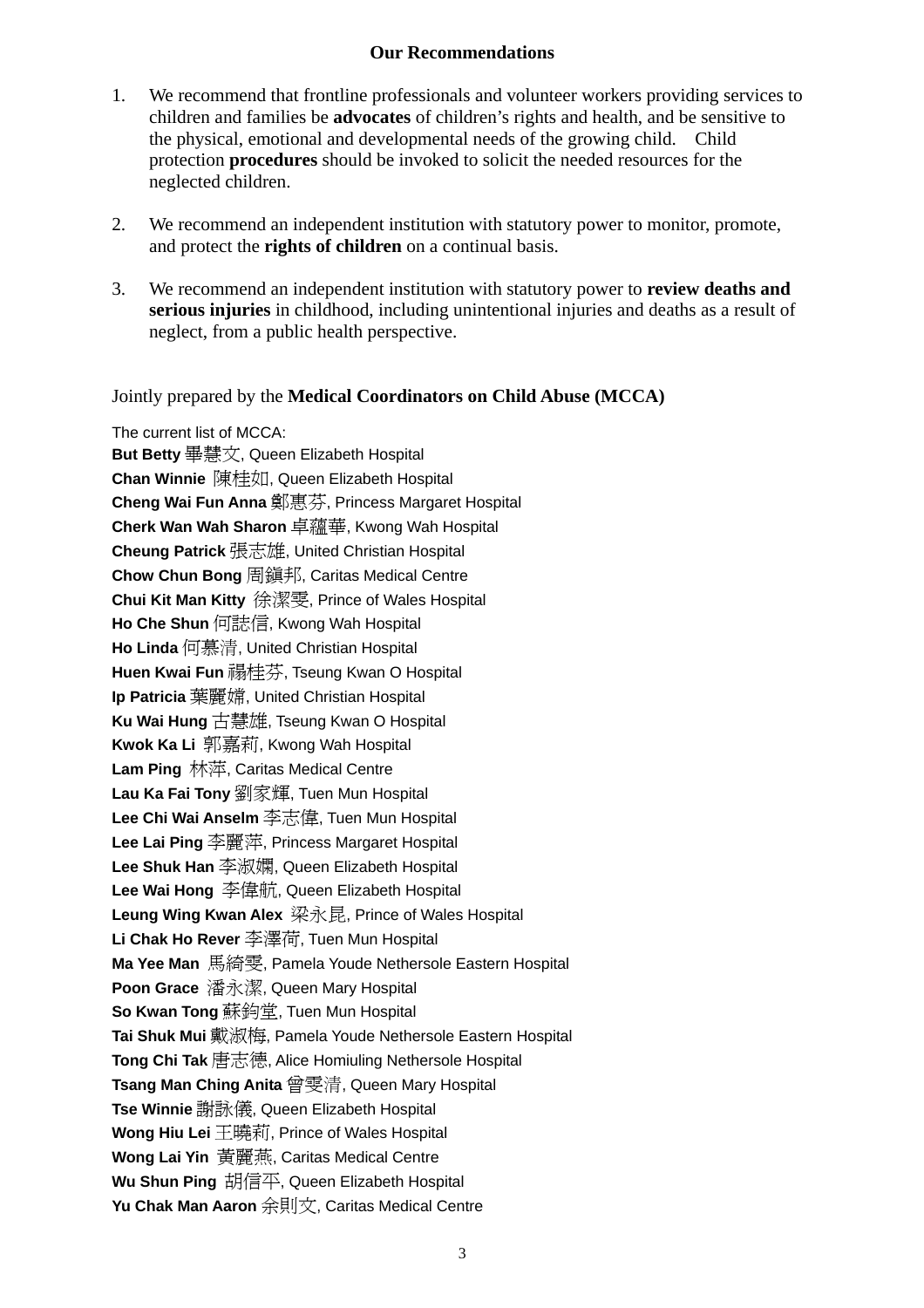## Our Recommendations

1. We recommend that frontline professionals and volunteer workers providing services to children and families be **advocates** of children's rights and health, and be sensitive to the physical, emotional and developmental needs of the growing child. Child protection **procedures** should be invoked to solicit the needed resources for the neglected children.

2. We recommend an independent institution with statutory power to monitor, promote, and protect the **rights of children** on a continual basis.

3. We recommend an independent institution with statutory power to **review deaths and serious injuries** in childhood, including unintentional injuries and deaths as a result of neglect, from a public health perspective.

Jointly prepared by the **Medical Coordinators on Child Abuse (MCCA)**

The current list of MCCA:

**But Betty** 畢慧文, Queen Elizabeth Hospital
**Chan Winnie** 陳桂如, Queen Elizabeth Hospital
**Cheng Wai Fun Anna** 鄭惠芬, Princess Margaret Hospital
**Cherk Wan Wah Sharon** 卓蘊華, Kwong Wah Hospital
**Cheung Patrick** 張志雄, United Christian Hospital
**Chow Chun Bong** 周鎮邦, Caritas Medical Centre
**Chui Kit Man Kitty** 徐潔雯, Prince of Wales Hospital
**Ho Che Shun** 何誌信, Kwong Wah Hospital
**Ho Linda** 何慕清, United Christian Hospital
**Huen Kwai Fun** 禤桂芬, Tseung Kwan O Hospital
**Ip Patricia** 葉麗嫦, United Christian Hospital
**Ku Wai Hung** 古慧雄, Tseung Kwan O Hospital
**Kwok Ka Li** 郭嘉莉, Kwong Wah Hospital
**Lam Ping** 林萍, Caritas Medical Centre
**Lau Ka Fai Tony** 劉家輝, Tuen Mun Hospital
**Lee Chi Wai Anselm** 李志偉, Tuen Mun Hospital
**Lee Lai Ping** 李麗萍, Princess Margaret Hospital
**Lee Shuk Han** 李淑嫻, Queen Elizabeth Hospital
**Lee Wai Hong** 李偉航, Queen Elizabeth Hospital
**Leung Wing Kwan Alex** 梁永昆, Prince of Wales Hospital
**Li Chak Ho Rever** 李澤荷, Tuen Mun Hospital
**Ma Yee Man** 馬綺雯, Pamela Youde Nethersole Eastern Hospital
**Poon Grace** 潘永潔, Queen Mary Hospital
**So Kwan Tong** 蘇鈞堂, Tuen Mun Hospital
**Tai Shuk Mui** 戴淑梅, Pamela Youde Nethersole Eastern Hospital
**Tong Chi Tak** 唐志德, Alice Homiuling Nethersole Hospital
**Tsang Man Ching Anita** 曾雯清, Queen Mary Hospital
**Tse Winnie** 謝詠儀, Queen Elizabeth Hospital
**Wong Hiu Lei** 王曉莉, Prince of Wales Hospital
**Wong Lai Yin** 黃麗燕, Caritas Medical Centre
**Wu Shun Ping** 胡信平, Queen Elizabeth Hospital
**Yu Chak Man Aaron** 余則文, Caritas Medical Centre